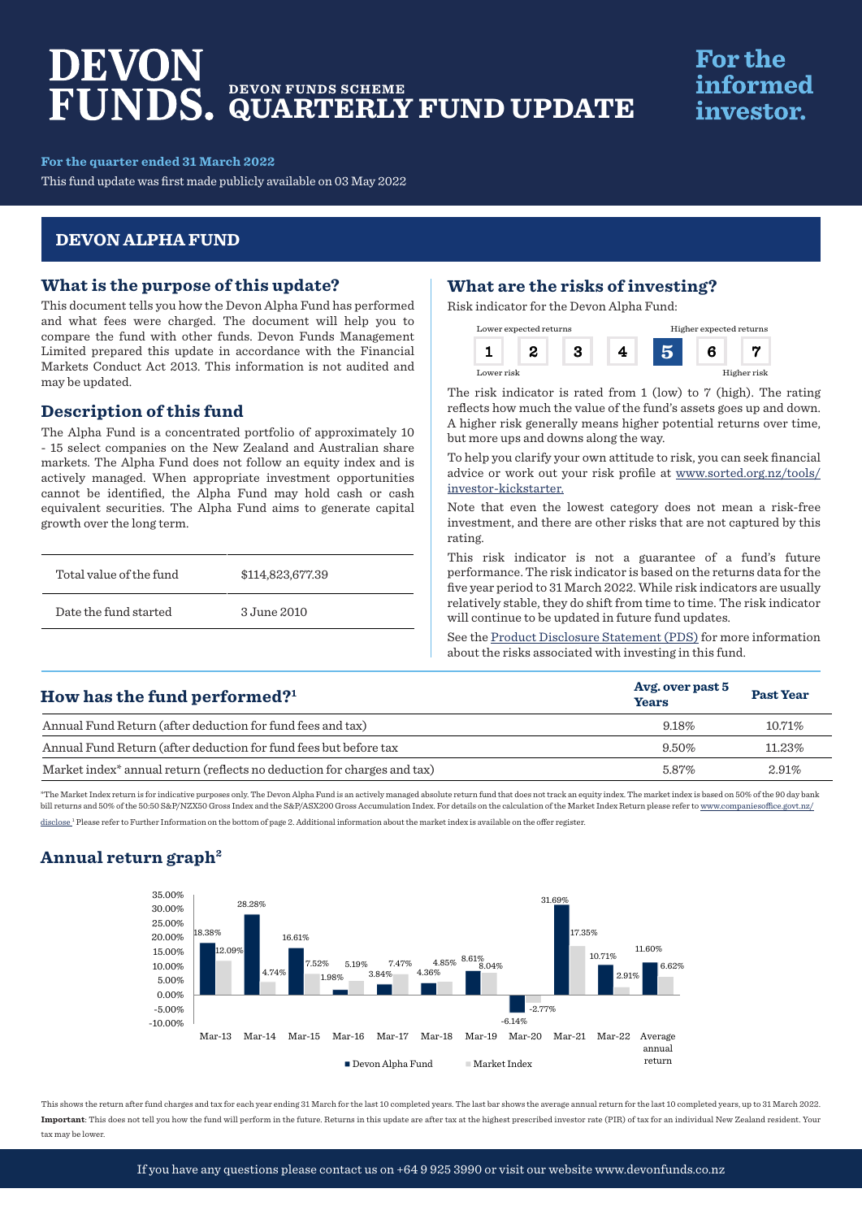# DEVON FUNDS.

## DEVON FUNDS SCHEME QUARTERLY FUND UPDATE

**For the informed investor.**

**For the quarter ended 31 March 2022**

This fund update was first made publicly available on 03 May 2022

## DEVON ALPHA FUND

### What is the purpose of this update?

This document tells you how the Devon Alpha Fund has performed and what fees were charged. The document will help you to compare the fund with other funds. Devon Funds Management Limited prepared this update in accordance with the Financial Markets Conduct Act 2013. This information is not audited and may be updated.

### Description of this fund

The Alpha Fund is a concentrated portfolio of approximately 10 - 15 select companies on the New Zealand and Australian share markets. The Alpha Fund does not follow an equity index and is actively managed. When appropriate investment opportunities cannot be identified, the Alpha Fund may hold cash or cash equivalent securities. The Alpha Fund aims to generate capital growth over the long term.

| | |
|---|---|
| Total value of the fund | $114,823,677.39 |
| Date the fund started | 3 June 2010 |

### What are the risks of investing?

Risk indicator for the Devon Alpha Fund:

Lower expected returns — Higher expected returns

| 1 | 2 | 3 | 4 | **5** | 6 | 7 |
|---|---|---|---|---|---|---|

Lower risk — Higher risk

The risk indicator is rated from 1 (low) to 7 (high). The rating reflects how much the value of the fund's assets goes up and down. A higher risk generally means higher potential returns over time, but more ups and downs along the way.

To help you clarify your own attitude to risk, you can seek financial advice or work out your risk profile at www.sorted.org.nz/tools/investor-kickstarter.

Note that even the lowest category does not mean a risk-free investment, and there are other risks that are not captured by this rating.

This risk indicator is not a guarantee of a fund's future performance. The risk indicator is based on the returns data for the five year period to 31 March 2022. While risk indicators are usually relatively stable, they do shift from time to time. The risk indicator will continue to be updated in future fund updates.

See the Product Disclosure Statement (PDS) for more information about the risks associated with investing in this fund.

### How has the fund performed?[1]

| | Avg. over past 5 Years | Past Year |
|---|---|---|
| Annual Fund Return (after deduction for fund fees and tax) | 9.18% | 10.71% |
| Annual Fund Return (after deduction for fund fees but before tax | 9.50% | 11.23% |
| Market index* annual return (reflects no deduction for charges and tax) | 5.87% | 2.91% |

*The Market Index return is for indicative purposes only. The Devon Alpha Fund is an actively managed absolute return fund that does not track an equity index. The market index is based on 50% of the 90 day bank bill returns and 50% of the 50:50 S&P/NZX50 Gross Index and the S&P/ASX200 Gross Accumulation Index. For details on the calculation of the Market Index Return please refer to www.companiesoffice.govt.nz/disclose [1] Please refer to Further Information on the bottom of page 2. Additional information about the market index is available on the offer register.

### Annual return graph[2]

| | Devon Alpha Fund | Market Index |
|---|---|---|
| Mar-13 | 18.38% | 12.09% |
| Mar-14 | 28.28% | 4.74% |
| Mar-15 | 16.61% | 7.52% |
| Mar-16 | 1.98% | 5.19% |
| Mar-17 | 3.84% | 7.47% |
| Mar-18 | 4.36% | 4.85% |
| Mar-19 | 8.61% | 8.04% |
| Mar-20 | -6.14% | -2.77% |
| Mar-21 | 31.69% | 17.35% |
| Mar-22 | 10.71% | 2.91% |
| Average annual return | 11.60% | 6.62% |

This shows the return after fund charges and tax for each year ending 31 March for the last 10 completed years. The last bar shows the average annual return for the last 10 completed years, up to 31 March 2022.

**Important**: This does not tell you how the fund will perform in the future. Returns in this update are after tax at the highest prescribed investor rate (PIR) of tax for an individual New Zealand resident. Your tax may be lower.

If you have any questions please contact us on +64 9 925 3990 or visit our website www.devonfunds.co.nz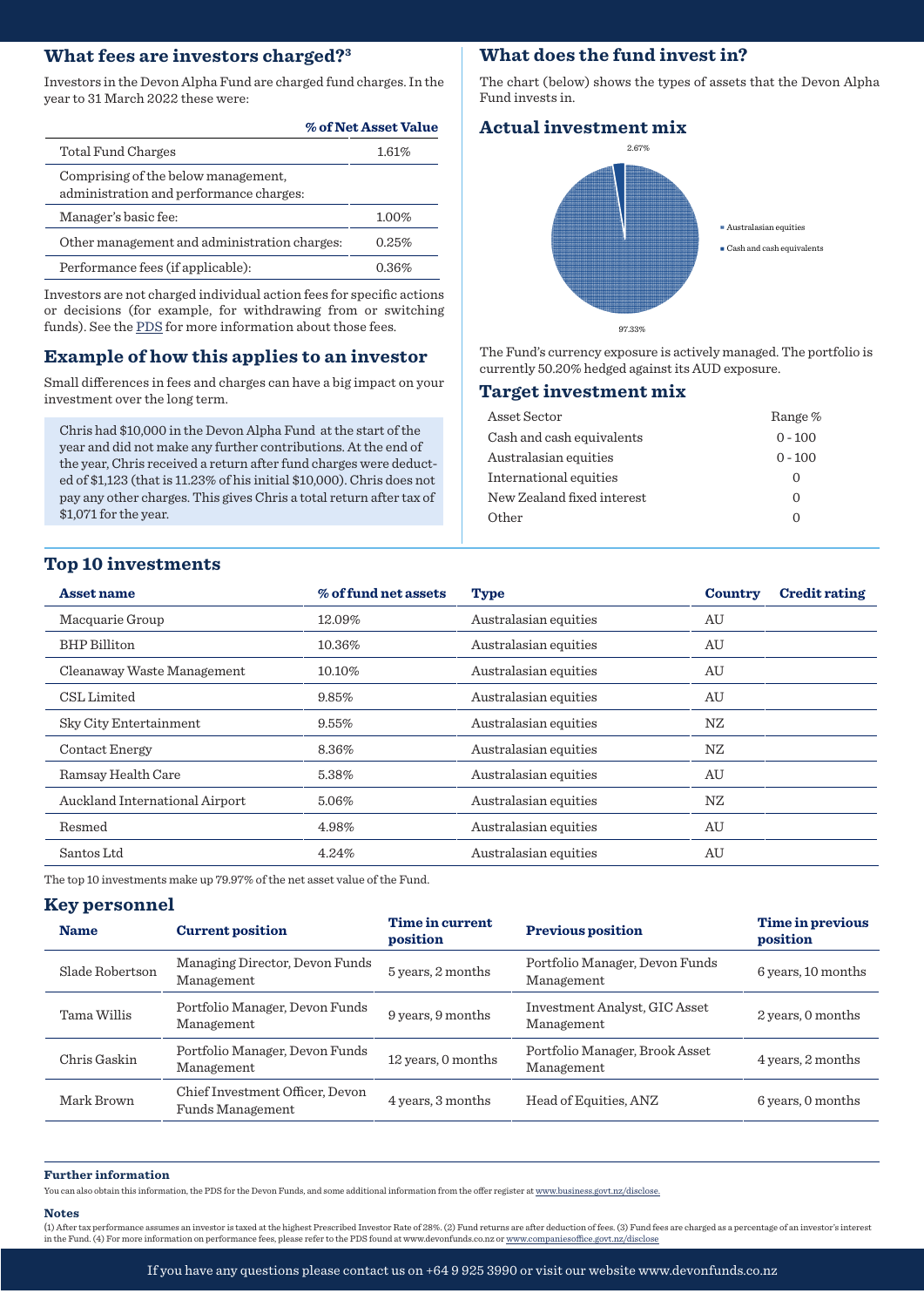## What fees are investors charged?[3]

Investors in the Devon Alpha Fund are charged fund charges. In the year to 31 March 2022 these were:

| | % of Net Asset Value |
|---|---|
| Total Fund Charges | 1.61% |
| Comprising of the below management, administration and performance charges: | |
| Manager's basic fee: | 1.00% |
| Other management and administration charges: | 0.25% |
| Performance fees (if applicable): | 0.36% |

Investors are not charged individual action fees for specific actions or decisions (for example, for withdrawing from or switching funds). See the PDS for more information about those fees.

## Example of how this applies to an investor

Small differences in fees and charges can have a big impact on your investment over the long term.

Chris had $10,000 in the Devon Alpha Fund at the start of the year and did not make any further contributions. At the end of the year, Chris received a return after fund charges were deducted of $1,123 (that is 11.23% of his initial $10,000). Chris does not pay any other charges. This gives Chris a total return after tax of $1,071 for the year.

## What does the fund invest in?

The chart (below) shows the types of assets that the Devon Alpha Fund invests in.

### Actual investment mix

2.67%

97.33%

Australasian equities

Cash and cash equivalents

The Fund's currency exposure is actively managed. The portfolio is currently 50.20% hedged against its AUD exposure.

### Target investment mix

| Asset Sector | Range % |
|---|---|
| Cash and cash equivalents | 0 - 100 |
| Australasian equities | 0 - 100 |
| International equities | 0 |
| New Zealand fixed interest | 0 |
| Other | 0 |

## Top 10 investments

| Asset name | % of fund net assets | Type | Country | Credit rating |
|---|---|---|---|---|
| Macquarie Group | 12.09% | Australasian equities | AU | |
| BHP Billiton | 10.36% | Australasian equities | AU | |
| Cleanaway Waste Management | 10.10% | Australasian equities | AU | |
| CSL Limited | 9.85% | Australasian equities | AU | |
| Sky City Entertainment | 9.55% | Australasian equities | NZ | |
| Contact Energy | 8.36% | Australasian equities | NZ | |
| Ramsay Health Care | 5.38% | Australasian equities | AU | |
| Auckland International Airport | 5.06% | Australasian equities | NZ | |
| Resmed | 4.98% | Australasian equities | AU | |
| Santos Ltd | 4.24% | Australasian equities | AU | |

The top 10 investments make up 79.97% of the net asset value of the Fund.

## Key personnel

| Name | Current position | Time in current position | Previous position | Time in previous position |
|---|---|---|---|---|
| Slade Robertson | Managing Director, Devon Funds Management | 5 years, 2 months | Portfolio Manager, Devon Funds Management | 6 years, 10 months |
| Tama Willis | Portfolio Manager, Devon Funds Management | 9 years, 9 months | Investment Analyst, GIC Asset Management | 2 years, 0 months |
| Chris Gaskin | Portfolio Manager, Devon Funds Management | 12 years, 0 months | Portfolio Manager, Brook Asset Management | 4 years, 2 months |
| Mark Brown | Chief Investment Officer, Devon Funds Management | 4 years, 3 months | Head of Equities, ANZ | 6 years, 0 months |

### Further information

You can also obtain this information, the PDS for the Devon Funds, and some additional information from the offer register at www.business.govt.nz/disclose.

### Notes

(1) After tax performance assumes an investor is taxed at the highest Prescribed Investor Rate of 28%. (2) Fund returns are after deduction of fees. (3) Fund fees are charged as a percentage of an investor's interest in the Fund. (4) For more information on performance fees, please refer to the PDS found at www.devonfunds.co.nz or www.companiesoffice.govt.nz/disclose

If you have any questions please contact us on +64 9 925 3990 or visit our website www.devonfunds.co.nz